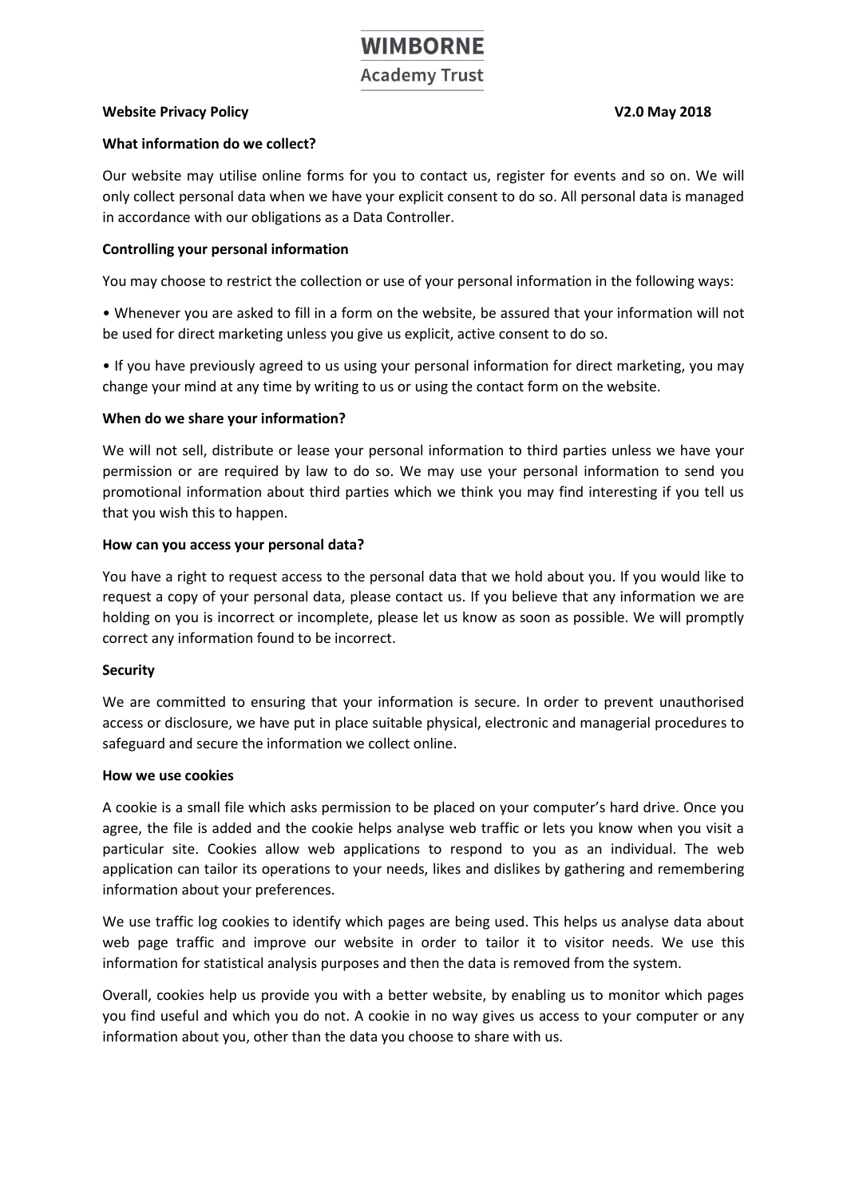# WIMBORNE

## Academy Trust

**Website Privacy Policy** **V2.0 May 2018**

**What information do we collect?**

Our website may utilise online forms for you to contact us, register for events and so on. We will only collect personal data when we have your explicit consent to do so. All personal data is managed in accordance with our obligations as a Data Controller.

**Controlling your personal information**

You may choose to restrict the collection or use of your personal information in the following ways:

• Whenever you are asked to fill in a form on the website, be assured that your information will not be used for direct marketing unless you give us explicit, active consent to do so.

• If you have previously agreed to us using your personal information for direct marketing, you may change your mind at any time by writing to us or using the contact form on the website.

**When do we share your information?**

We will not sell, distribute or lease your personal information to third parties unless we have your permission or are required by law to do so. We may use your personal information to send you promotional information about third parties which we think you may find interesting if you tell us that you wish this to happen.

**How can you access your personal data?**

You have a right to request access to the personal data that we hold about you. If you would like to request a copy of your personal data, please contact us. If you believe that any information we are holding on you is incorrect or incomplete, please let us know as soon as possible. We will promptly correct any information found to be incorrect.

**Security**

We are committed to ensuring that your information is secure. In order to prevent unauthorised access or disclosure, we have put in place suitable physical, electronic and managerial procedures to safeguard and secure the information we collect online.

**How we use cookies**

A cookie is a small file which asks permission to be placed on your computer's hard drive. Once you agree, the file is added and the cookie helps analyse web traffic or lets you know when you visit a particular site. Cookies allow web applications to respond to you as an individual. The web application can tailor its operations to your needs, likes and dislikes by gathering and remembering information about your preferences.

We use traffic log cookies to identify which pages are being used. This helps us analyse data about web page traffic and improve our website in order to tailor it to visitor needs. We use this information for statistical analysis purposes and then the data is removed from the system.

Overall, cookies help us provide you with a better website, by enabling us to monitor which pages you find useful and which you do not. A cookie in no way gives us access to your computer or any information about you, other than the data you choose to share with us.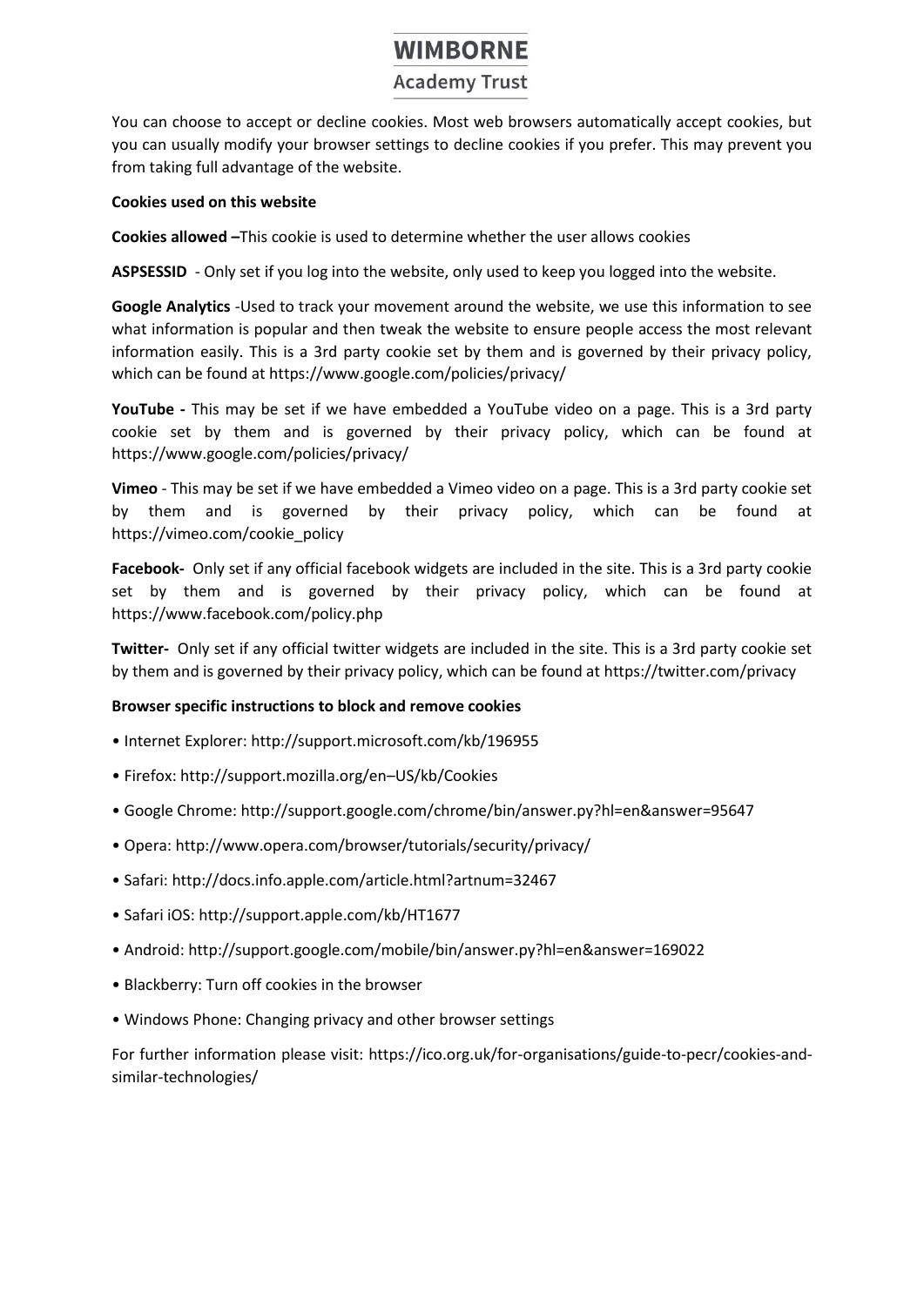You can choose to accept or decline cookies. Most web browsers automatically accept cookies, but you can usually modify your browser settings to decline cookies if you prefer. This may prevent you from taking full advantage of the website.

**Cookies used on this website**

**Cookies allowed –**This cookie is used to determine whether the user allows cookies

**ASPSESSID** - Only set if you log into the website, only used to keep you logged into the website.

**Google Analytics** -Used to track your movement around the website, we use this information to see what information is popular and then tweak the website to ensure people access the most relevant information easily. This is a 3rd party cookie set by them and is governed by their privacy policy, which can be found at https://www.google.com/policies/privacy/

**YouTube -** This may be set if we have embedded a YouTube video on a page. This is a 3rd party cookie set by them and is governed by their privacy policy, which can be found at https://www.google.com/policies/privacy/

**Vimeo** - This may be set if we have embedded a Vimeo video on a page. This is a 3rd party cookie set by them and is governed by their privacy policy, which can be found at https://vimeo.com/cookie_policy

**Facebook-** Only set if any official facebook widgets are included in the site. This is a 3rd party cookie set by them and is governed by their privacy policy, which can be found at https://www.facebook.com/policy.php

**Twitter-** Only set if any official twitter widgets are included in the site. This is a 3rd party cookie set by them and is governed by their privacy policy, which can be found at https://twitter.com/privacy

**Browser specific instructions to block and remove cookies**

- Internet Explorer: http://support.microsoft.com/kb/196955
- Firefox: http://support.mozilla.org/en–US/kb/Cookies
- Google Chrome: http://support.google.com/chrome/bin/answer.py?hl=en&answer=95647
- Opera: http://www.opera.com/browser/tutorials/security/privacy/
- Safari: http://docs.info.apple.com/article.html?artnum=32467
- Safari iOS: http://support.apple.com/kb/HT1677
- Android: http://support.google.com/mobile/bin/answer.py?hl=en&answer=169022
- Blackberry: Turn off cookies in the browser
- Windows Phone: Changing privacy and other browser settings

For further information please visit: https://ico.org.uk/for-organisations/guide-to-pecr/cookies-and-similar-technologies/